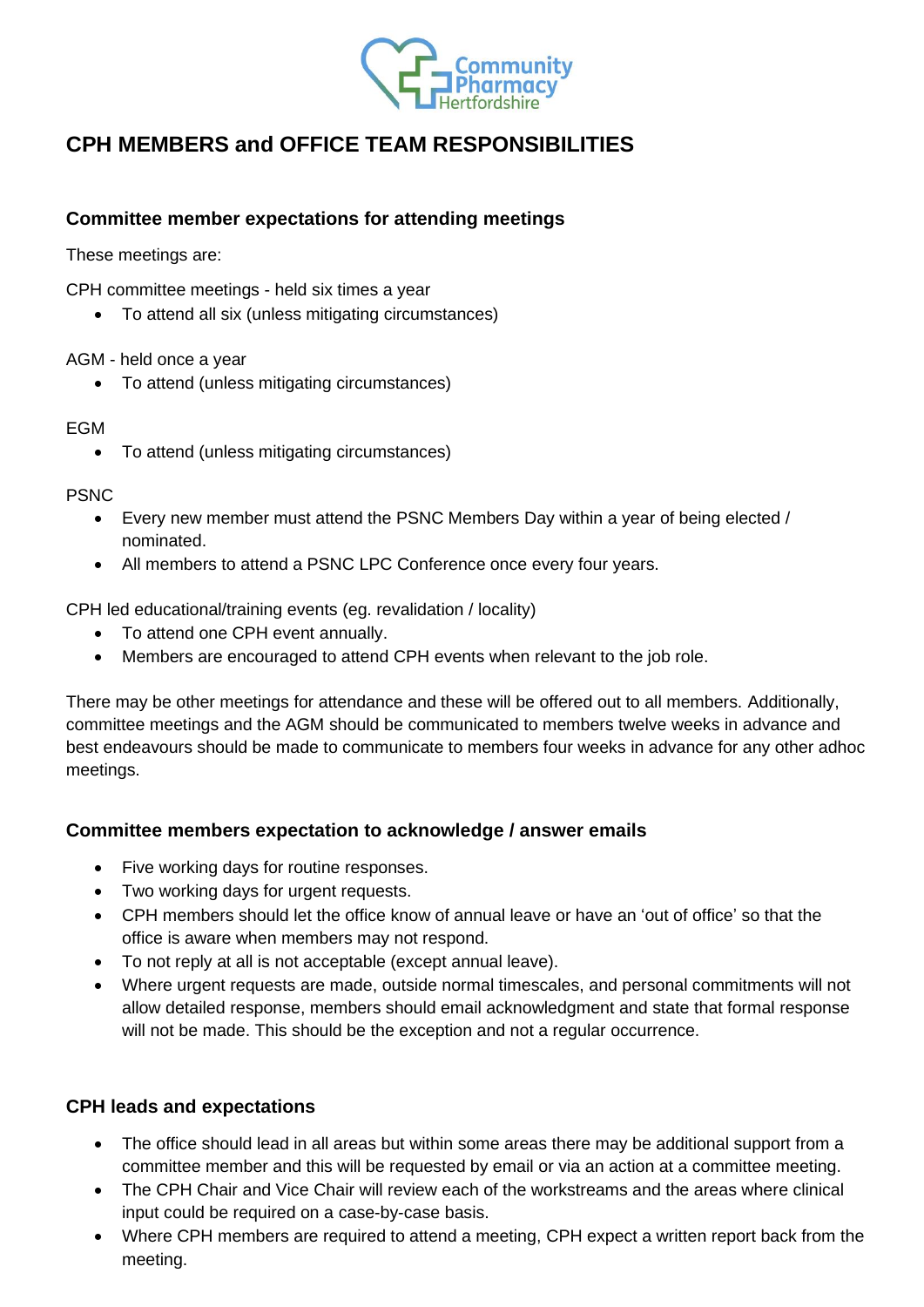# CPH MEMBERS and OFFICE TEAM RESPONSIBILITIES

## Committee member expectations for attending meetings

These meetings are:

CPH committee meetings - held six times a year

- To attend all six (unless mitigating circumstances)

AGM - held once a year

- To attend (unless mitigating circumstances)

EGM

- To attend (unless mitigating circumstances)

PSNC

- Every new member must attend the PSNC Members Day within a year of being elected / nominated.
- All members to attend a PSNC LPC Conference once every four years.

CPH led educational/training events (eg. revalidation / locality)

- To attend one CPH event annually.
- Members are encouraged to attend CPH events when relevant to the job role.

There may be other meetings for attendance and these will be offered out to all members. Additionally, committee meetings and the AGM should be communicated to members twelve weeks in advance and best endeavours should be made to communicate to members four weeks in advance for any other adhoc meetings.

## Committee members expectation to acknowledge / answer emails

- Five working days for routine responses.
- Two working days for urgent requests.
- CPH members should let the office know of annual leave or have an 'out of office' so that the office is aware when members may not respond.
- To not reply at all is not acceptable (except annual leave).
- Where urgent requests are made, outside normal timescales, and personal commitments will not allow detailed response, members should email acknowledgment and state that formal response will not be made. This should be the exception and not a regular occurrence.

## CPH leads and expectations

- The office should lead in all areas but within some areas there may be additional support from a committee member and this will be requested by email or via an action at a committee meeting.
- The CPH Chair and Vice Chair will review each of the workstreams and the areas where clinical input could be required on a case-by-case basis.
- Where CPH members are required to attend a meeting, CPH expect a written report back from the meeting.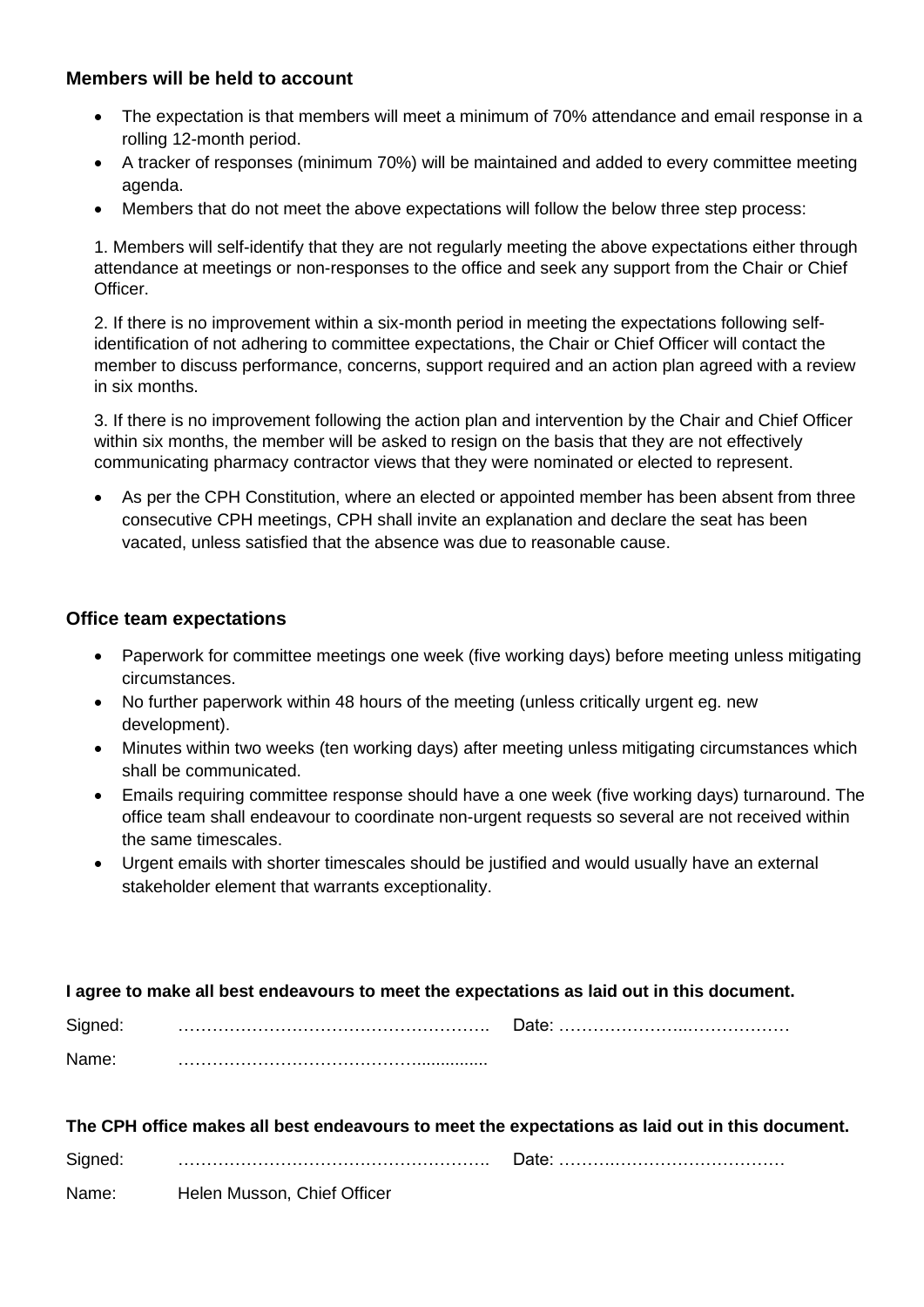### Members will be held to account

- The expectation is that members will meet a minimum of 70% attendance and email response in a rolling 12-month period.
- A tracker of responses (minimum 70%) will be maintained and added to every committee meeting agenda.
- Members that do not meet the above expectations will follow the below three step process:

1. Members will self-identify that they are not regularly meeting the above expectations either through attendance at meetings or non-responses to the office and seek any support from the Chair or Chief Officer.

2. If there is no improvement within a six-month period in meeting the expectations following self-identification of not adhering to committee expectations, the Chair or Chief Officer will contact the member to discuss performance, concerns, support required and an action plan agreed with a review in six months.

3. If there is no improvement following the action plan and intervention by the Chair and Chief Officer within six months, the member will be asked to resign on the basis that they are not effectively communicating pharmacy contractor views that they were nominated or elected to represent.

- As per the CPH Constitution, where an elected or appointed member has been absent from three consecutive CPH meetings, CPH shall invite an explanation and declare the seat has been vacated, unless satisfied that the absence was due to reasonable cause.

### Office team expectations

- Paperwork for committee meetings one week (five working days) before meeting unless mitigating circumstances.
- No further paperwork within 48 hours of the meeting (unless critically urgent eg. new development).
- Minutes within two weeks (ten working days) after meeting unless mitigating circumstances which shall be communicated.
- Emails requiring committee response should have a one week (five working days) turnaround. The office team shall endeavour to coordinate non-urgent requests so several are not received within the same timescales.
- Urgent emails with shorter timescales should be justified and would usually have an external stakeholder element that warrants exceptionality.

**I agree to make all best endeavours to meet the expectations as laid out in this document.**

Signed: ………………………………………………. Date: …………………..………………

Name: ……………………………………...............

**The CPH office makes all best endeavours to meet the expectations as laid out in this document.**

Signed: ………………………………………………. Date: ……….…………………………

Name: Helen Musson, Chief Officer